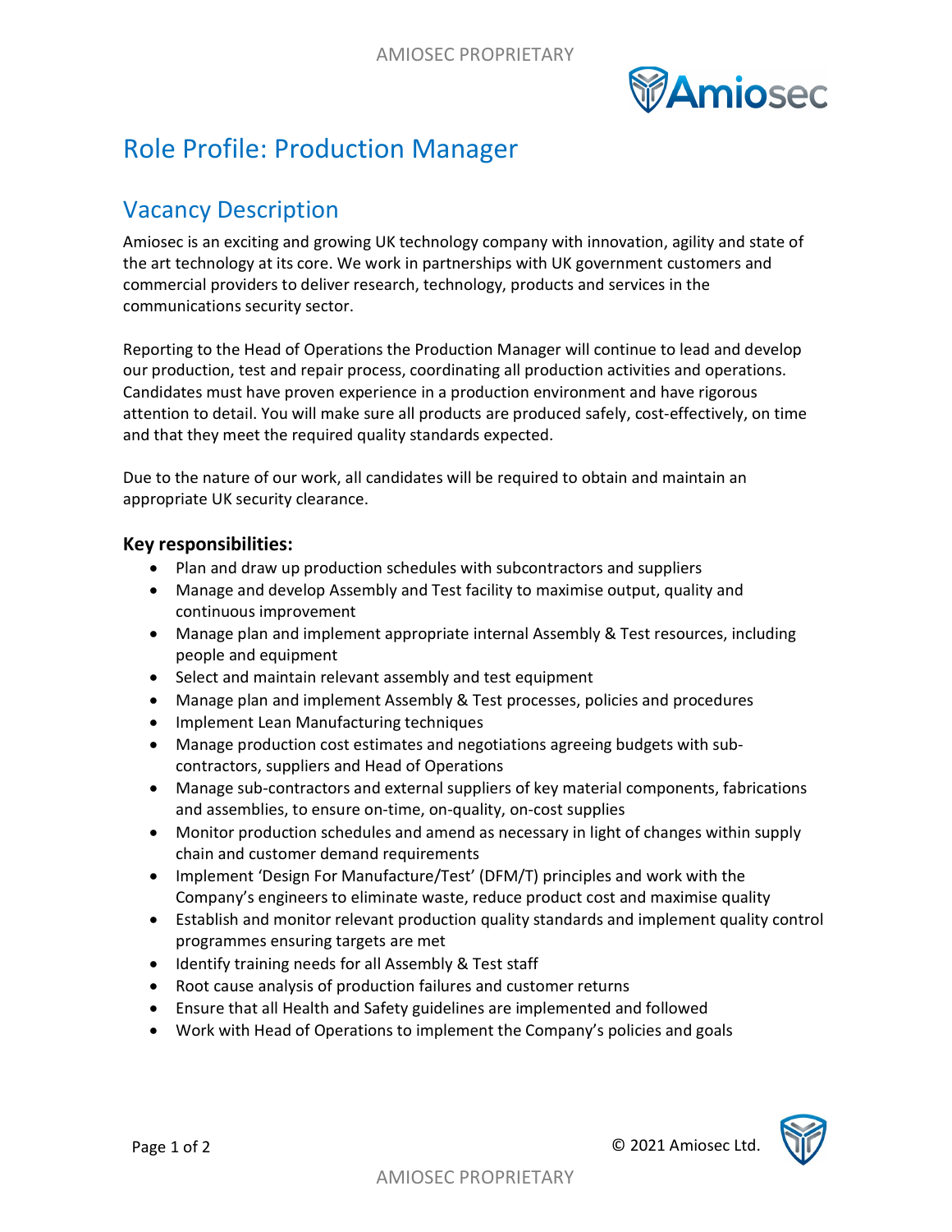# Role Profile: Production Manager

## Vacancy Description

Amiosec is an exciting and growing UK technology company with innovation, agility and state of the art technology at its core. We work in partnerships with UK government customers and commercial providers to deliver research, technology, products and services in the communications security sector.

Reporting to the Head of Operations the Production Manager will continue to lead and develop our production, test and repair process, coordinating all production activities and operations. Candidates must have proven experience in a production environment and have rigorous attention to detail. You will make sure all products are produced safely, cost-effectively, on time and that they meet the required quality standards expected.

Due to the nature of our work, all candidates will be required to obtain and maintain an appropriate UK security clearance.

### Key responsibilities:

- Plan and draw up production schedules with subcontractors and suppliers
- Manage and develop Assembly and Test facility to maximise output, quality and continuous improvement
- Manage plan and implement appropriate internal Assembly & Test resources, including people and equipment
- Select and maintain relevant assembly and test equipment
- Manage plan and implement Assembly & Test processes, policies and procedures
- Implement Lean Manufacturing techniques
- Manage production cost estimates and negotiations agreeing budgets with sub-contractors, suppliers and Head of Operations
- Manage sub-contractors and external suppliers of key material components, fabrications and assemblies, to ensure on-time, on-quality, on-cost supplies
- Monitor production schedules and amend as necessary in light of changes within supply chain and customer demand requirements
- Implement 'Design For Manufacture/Test' (DFM/T) principles and work with the Company's engineers to eliminate waste, reduce product cost and maximise quality
- Establish and monitor relevant production quality standards and implement quality control programmes ensuring targets are met
- Identify training needs for all Assembly & Test staff
- Root cause analysis of production failures and customer returns
- Ensure that all Health and Safety guidelines are implemented and followed
- Work with Head of Operations to implement the Company's policies and goals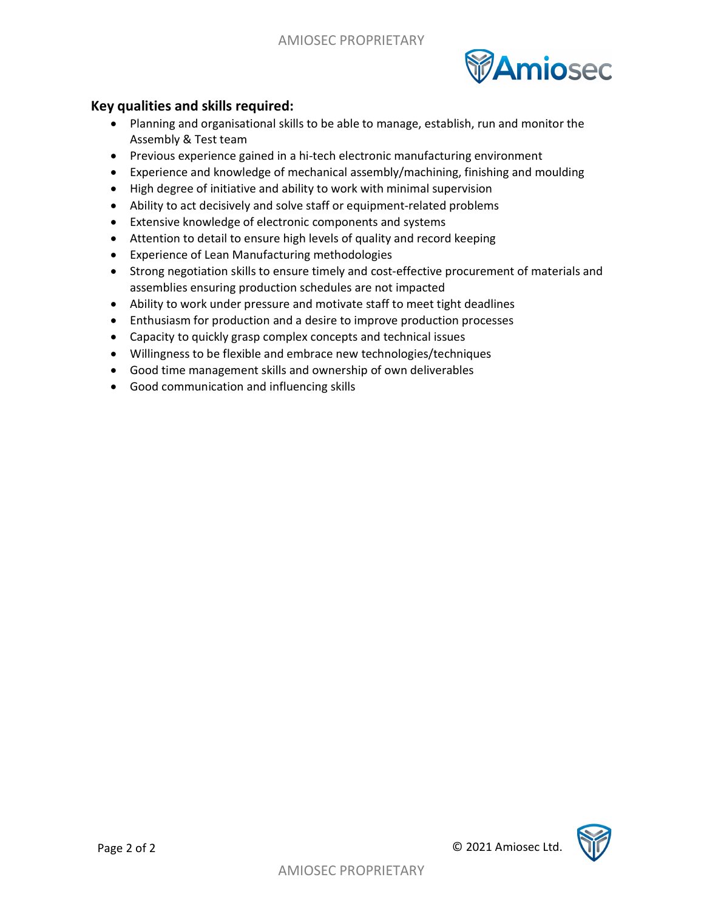## Key qualities and skills required:

- Planning and organisational skills to be able to manage, establish, run and monitor the Assembly & Test team
- Previous experience gained in a hi-tech electronic manufacturing environment
- Experience and knowledge of mechanical assembly/machining, finishing and moulding
- High degree of initiative and ability to work with minimal supervision
- Ability to act decisively and solve staff or equipment-related problems
- Extensive knowledge of electronic components and systems
- Attention to detail to ensure high levels of quality and record keeping
- Experience of Lean Manufacturing methodologies
- Strong negotiation skills to ensure timely and cost-effective procurement of materials and assemblies ensuring production schedules are not impacted
- Ability to work under pressure and motivate staff to meet tight deadlines
- Enthusiasm for production and a desire to improve production processes
- Capacity to quickly grasp complex concepts and technical issues
- Willingness to be flexible and embrace new technologies/techniques
- Good time management skills and ownership of own deliverables
- Good communication and influencing skills